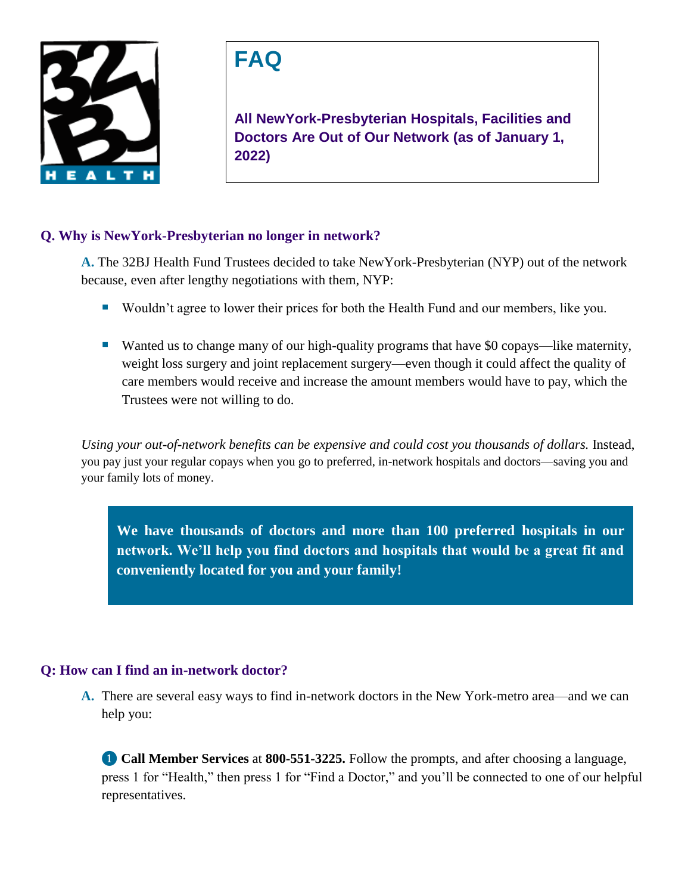# FAQ

## All NewYork-Presbyterian Hospitals, Facilities and Doctors Are Out of Our Network (as of January 1, 2022)

### Q. Why is NewYork-Presbyterian no longer in network?

**A.** The 32BJ Health Fund Trustees decided to take NewYork-Presbyterian (NYP) out of the network because, even after lengthy negotiations with them, NYP:

- Wouldn't agree to lower their prices for both the Health Fund and our members, like you.
- Wanted us to change many of our high-quality programs that have $0 copays—like maternity, weight loss surgery and joint replacement surgery—even though it could affect the quality of care members would receive and increase the amount members would have to pay, which the Trustees were not willing to do.

*Using your out-of-network benefits can be expensive and could cost you thousands of dollars.* Instead, you pay just your regular copays when you go to preferred, in-network hospitals and doctors—saving you and your family lots of money.

> **We have thousands of doctors and more than 100 preferred hospitals in our network. We'll help you find doctors and hospitals that would be a great fit and conveniently located for you and your family!**

### Q: How can I find an in-network doctor?

**A.** There are several easy ways to find in-network doctors in the New York-metro area—and we can help you:

1. **Call Member Services** at **800-551-3225.** Follow the prompts, and after choosing a language, press 1 for "Health," then press 1 for "Find a Doctor," and you'll be connected to one of our helpful representatives.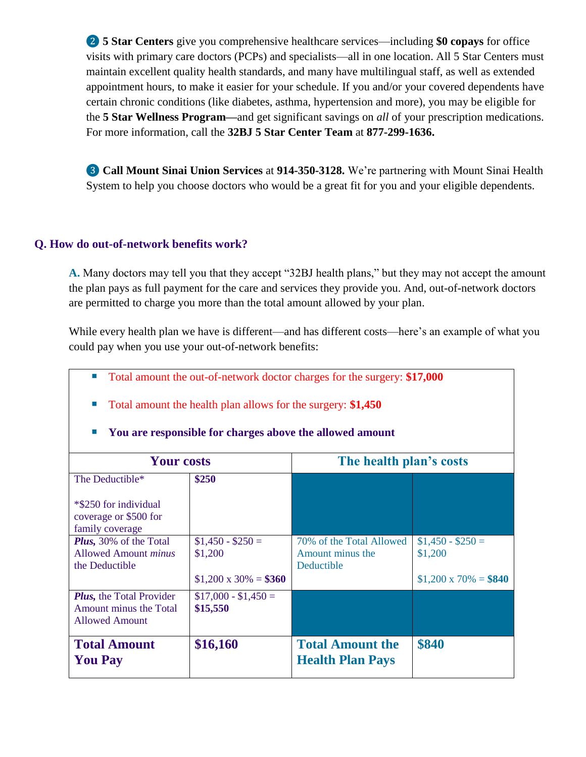❷ **5 Star Centers** give you comprehensive healthcare services—including **$0 copays** for office visits with primary care doctors (PCPs) and specialists—all in one location. All 5 Star Centers must maintain excellent quality health standards, and many have multilingual staff, as well as extended appointment hours, to make it easier for your schedule. If you and/or your covered dependents have certain chronic conditions (like diabetes, asthma, hypertension and more), you may be eligible for the **5 Star Wellness Program**—and get significant savings on *all* of your prescription medications. For more information, call the **32BJ 5 Star Center Team** at **877-299-1636.**

❸ **Call Mount Sinai Union Services** at **914-350-3128.** We're partnering with Mount Sinai Health System to help you choose doctors who would be a great fit for you and your eligible dependents.

### Q. How do out-of-network benefits work?

**A.** Many doctors may tell you that they accept "32BJ health plans," but they may not accept the amount the plan pays as full payment for the care and services they provide you. And, out-of-network doctors are permitted to charge you more than the total amount allowed by your plan.

While every health plan we have is different—and has different costs—here's an example of what you could pay when you use your out-of-network benefits:

- Total amount the out-of-network doctor charges for the surgery: **$17,000**
- Total amount the health plan allows for the surgery: **$1,450**
- **You are responsible for charges above the allowed amount**

| Your costs | | The health plan's costs | |
|---|---|---|---|
| The Deductible*<br><br>*$250 for individual coverage or $500 for family coverage | **$250** | | |
| ***Plus,*** 30% of the Total Allowed Amount *minus* the Deductible | $1,450 - $250 = $1,200<br><br>$1,200 x 30% = **$360** | 70% of the Total Allowed Amount minus the Deductible | $1,450 - $250 = $1,200<br><br>$1,200 x 70% = **$840** |
| ***Plus,*** the Total Provider Amount minus the Total Allowed Amount | $17,000 - $1,450 = **$15,550** | | |
| **Total Amount You Pay** | **$16,160** | **Total Amount the Health Plan Pays** | **$840** |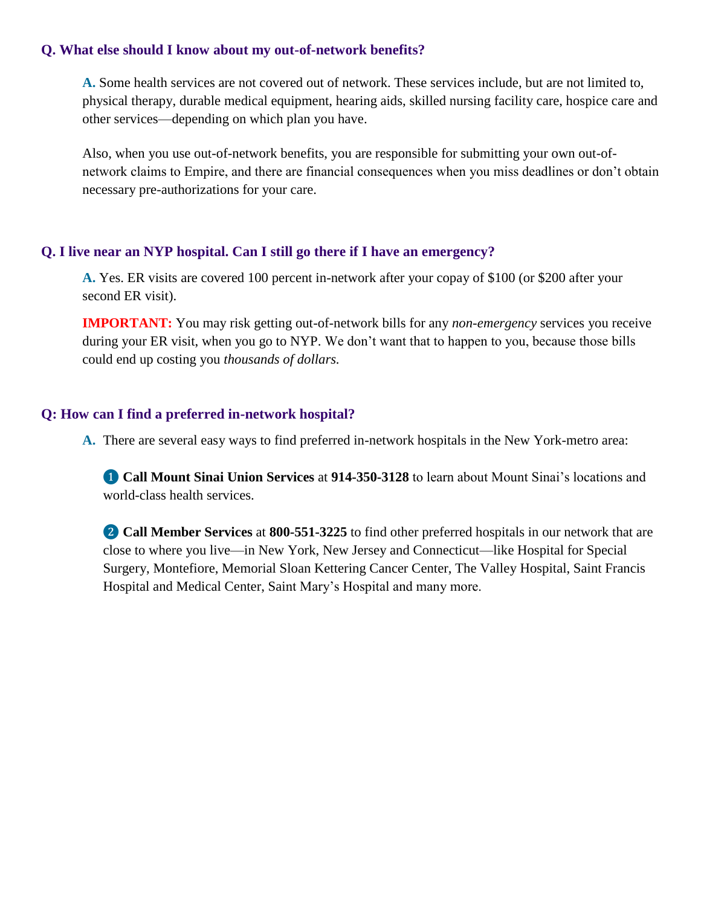**Q. What else should I know about my out-of-network benefits?**

**A.** Some health services are not covered out of network. These services include, but are not limited to, physical therapy, durable medical equipment, hearing aids, skilled nursing facility care, hospice care and other services—depending on which plan you have.

Also, when you use out-of-network benefits, you are responsible for submitting your own out-of-network claims to Empire, and there are financial consequences when you miss deadlines or don't obtain necessary pre-authorizations for your care.

**Q. I live near an NYP hospital. Can I still go there if I have an emergency?**

**A.** Yes. ER visits are covered 100 percent in-network after your copay of $100 (or $200 after your second ER visit).

**IMPORTANT:** You may risk getting out-of-network bills for any *non-emergency* services you receive during your ER visit, when you go to NYP. We don't want that to happen to you, because those bills could end up costing you *thousands of dollars.*

**Q: How can I find a preferred in-network hospital?**

**A.** There are several easy ways to find preferred in-network hospitals in the New York-metro area:

1. **Call Mount Sinai Union Services** at **914-350-3128** to learn about Mount Sinai's locations and world-class health services.

2. **Call Member Services** at **800-551-3225** to find other preferred hospitals in our network that are close to where you live—in New York, New Jersey and Connecticut—like Hospital for Special Surgery, Montefiore, Memorial Sloan Kettering Cancer Center, The Valley Hospital, Saint Francis Hospital and Medical Center, Saint Mary's Hospital and many more.